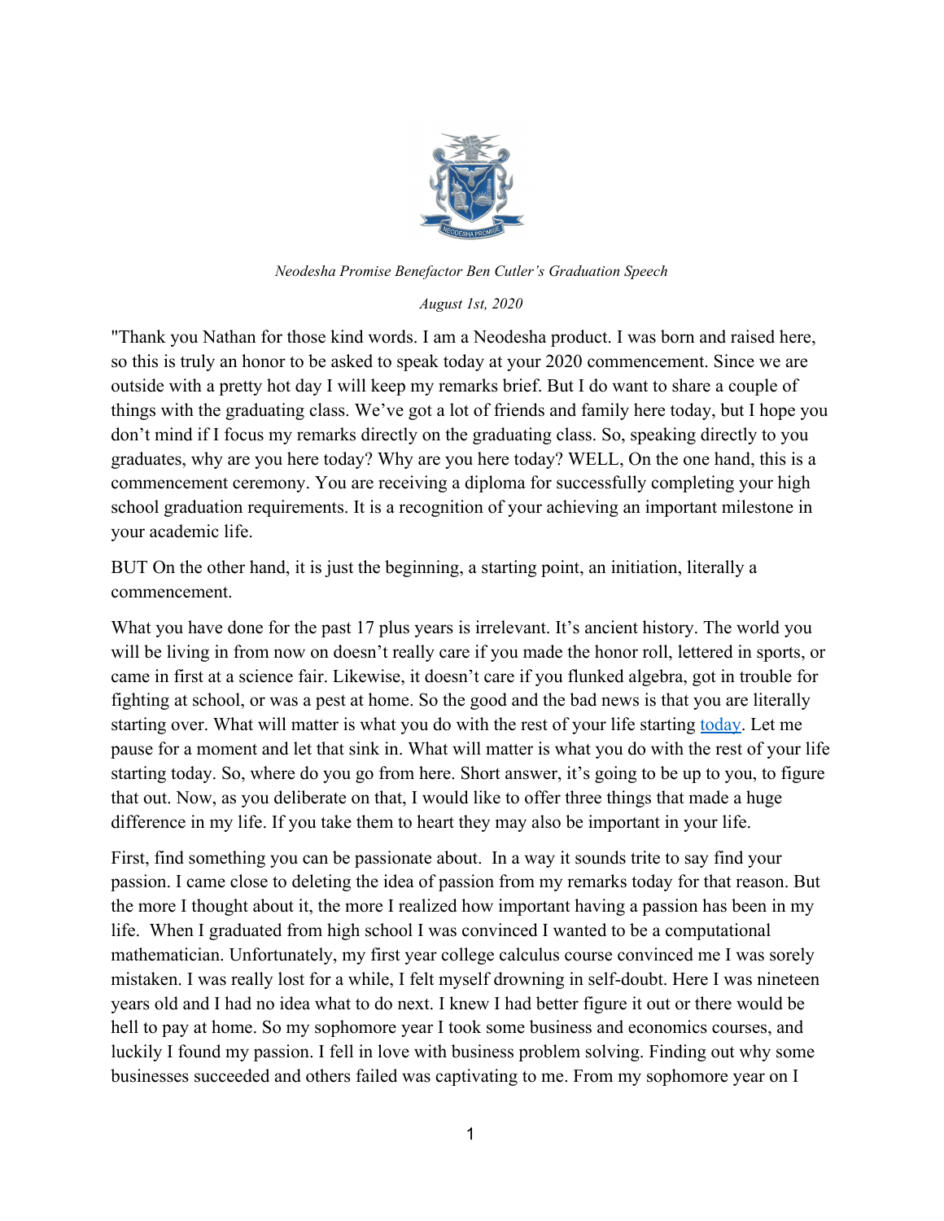*Neodesha Promise Benefactor Ben Cutler's Graduation Speech*

*August 1st, 2020*

"Thank you Nathan for those kind words. I am a Neodesha product. I was born and raised here, so this is truly an honor to be asked to speak today at your 2020 commencement. Since we are outside with a pretty hot day I will keep my remarks brief. But I do want to share a couple of things with the graduating class. We've got a lot of friends and family here today, but I hope you don't mind if I focus my remarks directly on the graduating class. So, speaking directly to you graduates, why are you here today? Why are you here today? WELL, On the one hand, this is a commencement ceremony. You are receiving a diploma for successfully completing your high school graduation requirements. It is a recognition of your achieving an important milestone in your academic life.

BUT On the other hand, it is just the beginning, a starting point, an initiation, literally a commencement.

What you have done for the past 17 plus years is irrelevant. It's ancient history. The world you will be living in from now on doesn't really care if you made the honor roll, lettered in sports, or came in first at a science fair. Likewise, it doesn't care if you flunked algebra, got in trouble for fighting at school, or was a pest at home. So the good and the bad news is that you are literally starting over. What will matter is what you do with the rest of your life starting today. Let me pause for a moment and let that sink in. What will matter is what you do with the rest of your life starting today. So, where do you go from here. Short answer, it's going to be up to you, to figure that out. Now, as you deliberate on that, I would like to offer three things that made a huge difference in my life. If you take them to heart they may also be important in your life.

First, find something you can be passionate about. In a way it sounds trite to say find your passion. I came close to deleting the idea of passion from my remarks today for that reason. But the more I thought about it, the more I realized how important having a passion has been in my life. When I graduated from high school I was convinced I wanted to be a computational mathematician. Unfortunately, my first year college calculus course convinced me I was sorely mistaken. I was really lost for a while, I felt myself drowning in self-doubt. Here I was nineteen years old and I had no idea what to do next. I knew I had better figure it out or there would be hell to pay at home. So my sophomore year I took some business and economics courses, and luckily I found my passion. I fell in love with business problem solving. Finding out why some businesses succeeded and others failed was captivating to me. From my sophomore year on I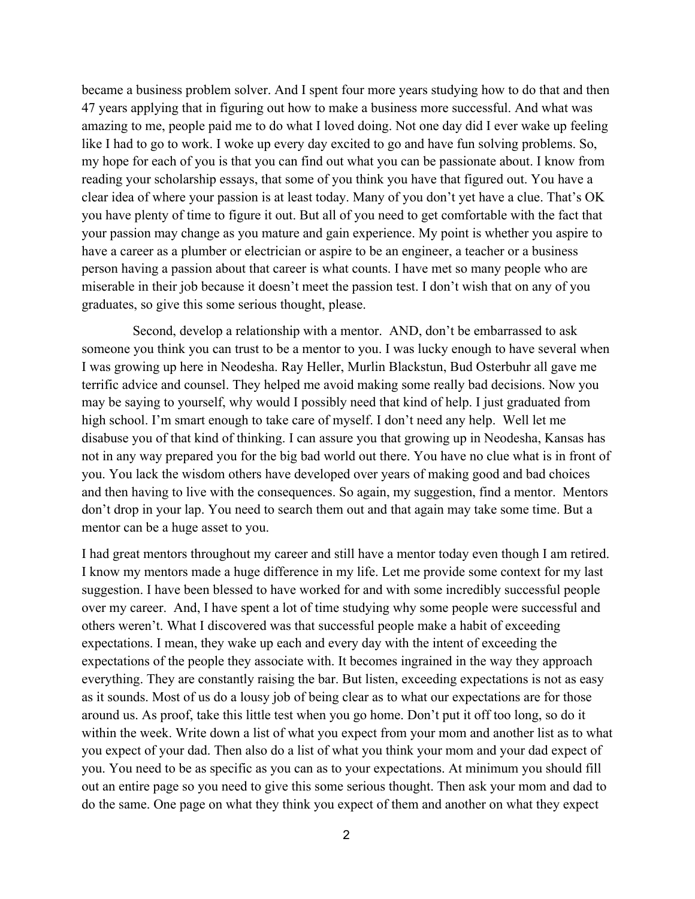became a business problem solver. And I spent four more years studying how to do that and then 47 years applying that in figuring out how to make a business more successful. And what was amazing to me, people paid me to do what I loved doing. Not one day did I ever wake up feeling like I had to go to work. I woke up every day excited to go and have fun solving problems. So, my hope for each of you is that you can find out what you can be passionate about. I know from reading your scholarship essays, that some of you think you have that figured out. You have a clear idea of where your passion is at least today. Many of you don't yet have a clue. That's OK you have plenty of time to figure it out. But all of you need to get comfortable with the fact that your passion may change as you mature and gain experience. My point is whether you aspire to have a career as a plumber or electrician or aspire to be an engineer, a teacher or a business person having a passion about that career is what counts. I have met so many people who are miserable in their job because it doesn't meet the passion test. I don't wish that on any of you graduates, so give this some serious thought, please.

Second, develop a relationship with a mentor. AND, don't be embarrassed to ask someone you think you can trust to be a mentor to you. I was lucky enough to have several when I was growing up here in Neodesha. Ray Heller, Murlin Blackstun, Bud Osterbuhr all gave me terrific advice and counsel. They helped me avoid making some really bad decisions. Now you may be saying to yourself, why would I possibly need that kind of help. I just graduated from high school. I'm smart enough to take care of myself. I don't need any help. Well let me disabuse you of that kind of thinking. I can assure you that growing up in Neodesha, Kansas has not in any way prepared you for the big bad world out there. You have no clue what is in front of you. You lack the wisdom others have developed over years of making good and bad choices and then having to live with the consequences. So again, my suggestion, find a mentor. Mentors don't drop in your lap. You need to search them out and that again may take some time. But a mentor can be a huge asset to you.

I had great mentors throughout my career and still have a mentor today even though I am retired. I know my mentors made a huge difference in my life. Let me provide some context for my last suggestion. I have been blessed to have worked for and with some incredibly successful people over my career. And, I have spent a lot of time studying why some people were successful and others weren't. What I discovered was that successful people make a habit of exceeding expectations. I mean, they wake up each and every day with the intent of exceeding the expectations of the people they associate with. It becomes ingrained in the way they approach everything. They are constantly raising the bar. But listen, exceeding expectations is not as easy as it sounds. Most of us do a lousy job of being clear as to what our expectations are for those around us. As proof, take this little test when you go home. Don't put it off too long, so do it within the week. Write down a list of what you expect from your mom and another list as to what you expect of your dad. Then also do a list of what you think your mom and your dad expect of you. You need to be as specific as you can as to your expectations. At minimum you should fill out an entire page so you need to give this some serious thought. Then ask your mom and dad to do the same. One page on what they think you expect of them and another on what they expect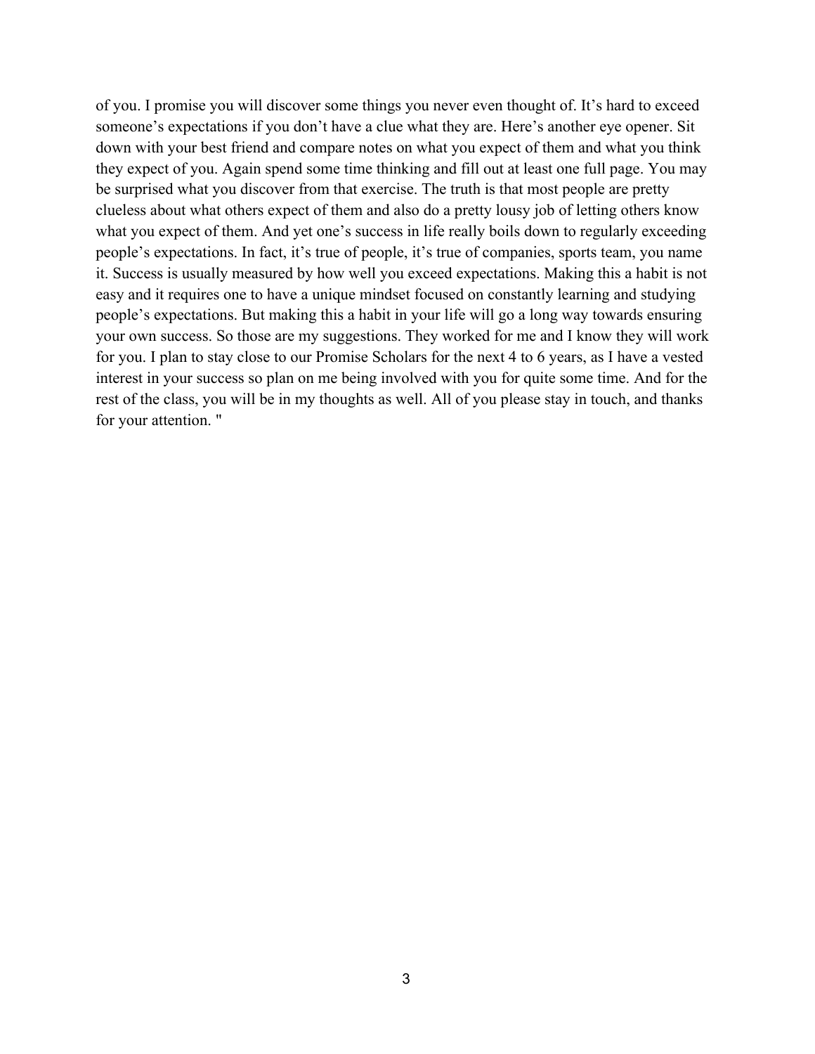of you. I promise you will discover some things you never even thought of. It's hard to exceed someone's expectations if you don't have a clue what they are. Here's another eye opener. Sit down with your best friend and compare notes on what you expect of them and what you think they expect of you. Again spend some time thinking and fill out at least one full page. You may be surprised what you discover from that exercise. The truth is that most people are pretty clueless about what others expect of them and also do a pretty lousy job of letting others know what you expect of them. And yet one's success in life really boils down to regularly exceeding people's expectations. In fact, it's true of people, it's true of companies, sports team, you name it. Success is usually measured by how well you exceed expectations. Making this a habit is not easy and it requires one to have a unique mindset focused on constantly learning and studying people's expectations. But making this a habit in your life will go a long way towards ensuring your own success. So those are my suggestions. They worked for me and I know they will work for you. I plan to stay close to our Promise Scholars for the next 4 to 6 years, as I have a vested interest in your success so plan on me being involved with you for quite some time. And for the rest of the class, you will be in my thoughts as well. All of you please stay in touch, and thanks for your attention. "